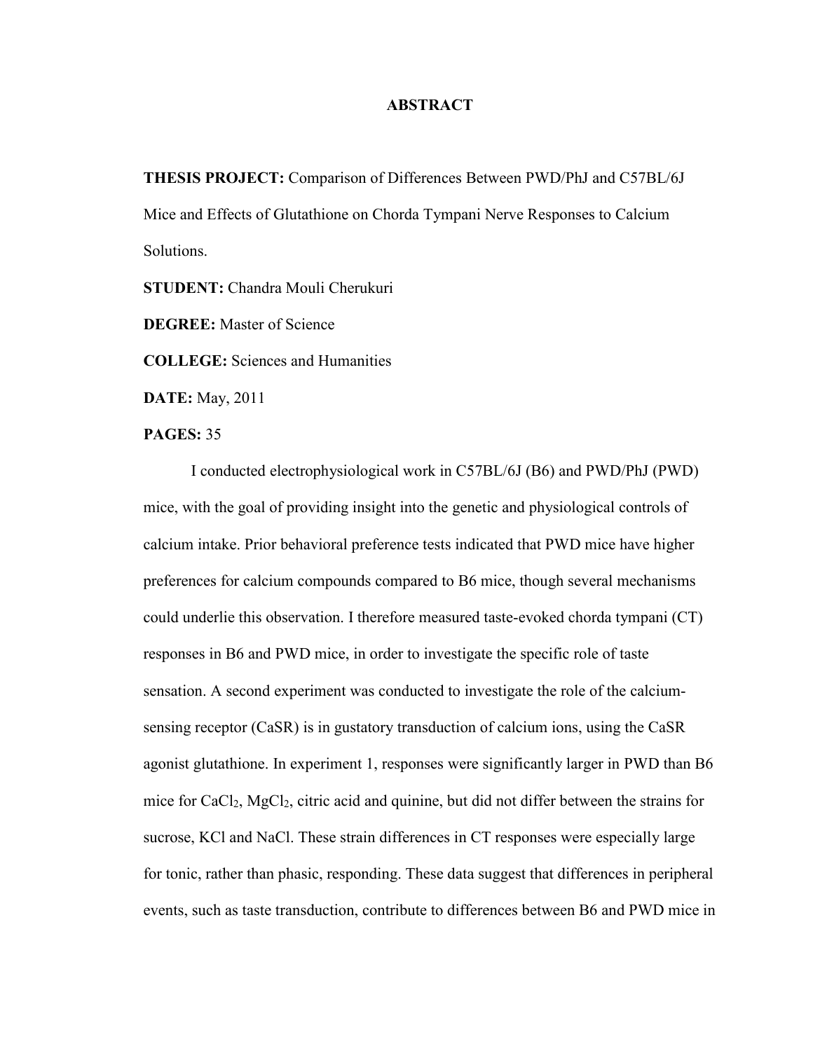# ABSTRACT

**THESIS PROJECT:** Comparison of Differences Between PWD/PhJ and C57BL/6J Mice and Effects of Glutathione on Chorda Tympani Nerve Responses to Calcium Solutions.

**STUDENT:** Chandra Mouli Cherukuri

**DEGREE:** Master of Science

**COLLEGE:** Sciences and Humanities

**DATE:** May, 2011

**PAGES:** 35

I conducted electrophysiological work in C57BL/6J (B6) and PWD/PhJ (PWD) mice, with the goal of providing insight into the genetic and physiological controls of calcium intake. Prior behavioral preference tests indicated that PWD mice have higher preferences for calcium compounds compared to B6 mice, though several mechanisms could underlie this observation. I therefore measured taste-evoked chorda tympani (CT) responses in B6 and PWD mice, in order to investigate the specific role of taste sensation. A second experiment was conducted to investigate the role of the calcium-sensing receptor (CaSR) is in gustatory transduction of calcium ions, using the CaSR agonist glutathione. In experiment 1, responses were significantly larger in PWD than B6 mice for $CaCl_2$, $MgCl_2$, citric acid and quinine, but did not differ between the strains for sucrose, KCl and NaCl. These strain differences in CT responses were especially large for tonic, rather than phasic, responding. These data suggest that differences in peripheral events, such as taste transduction, contribute to differences between B6 and PWD mice in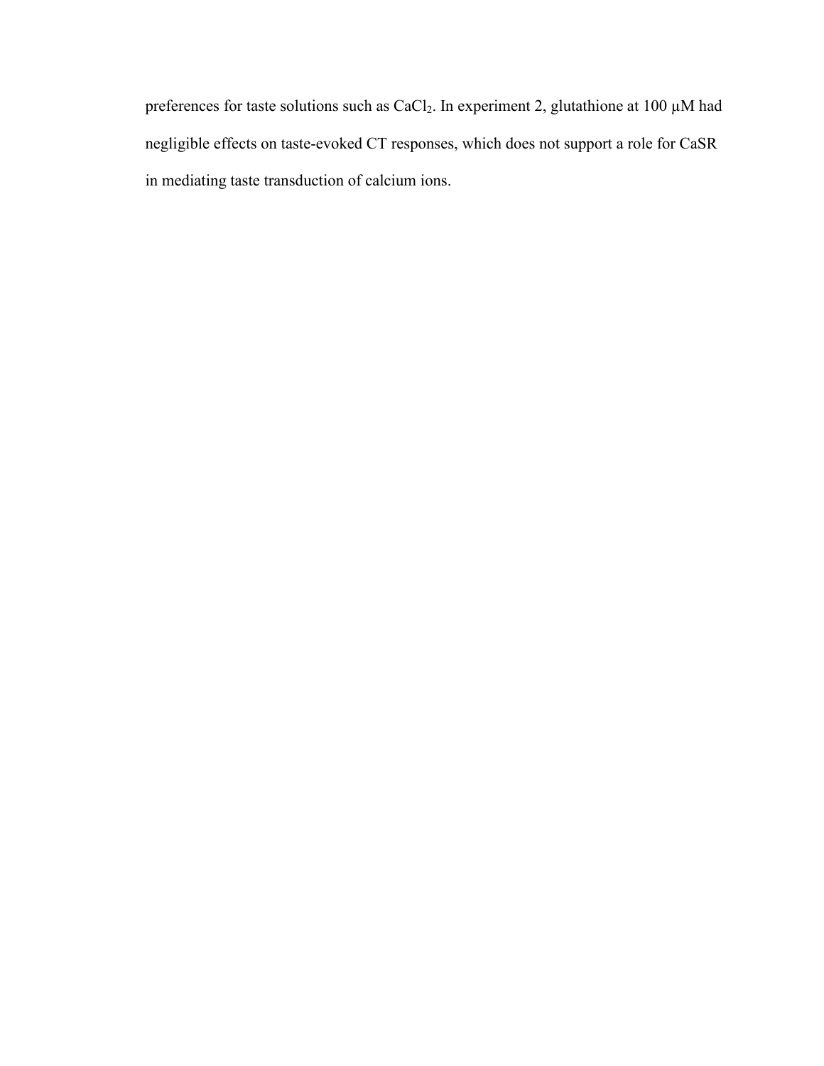preferences for taste solutions such as $CaCl_2$. In experiment 2, glutathione at 100 μM had negligible effects on taste-evoked CT responses, which does not support a role for CaSR in mediating taste transduction of calcium ions.